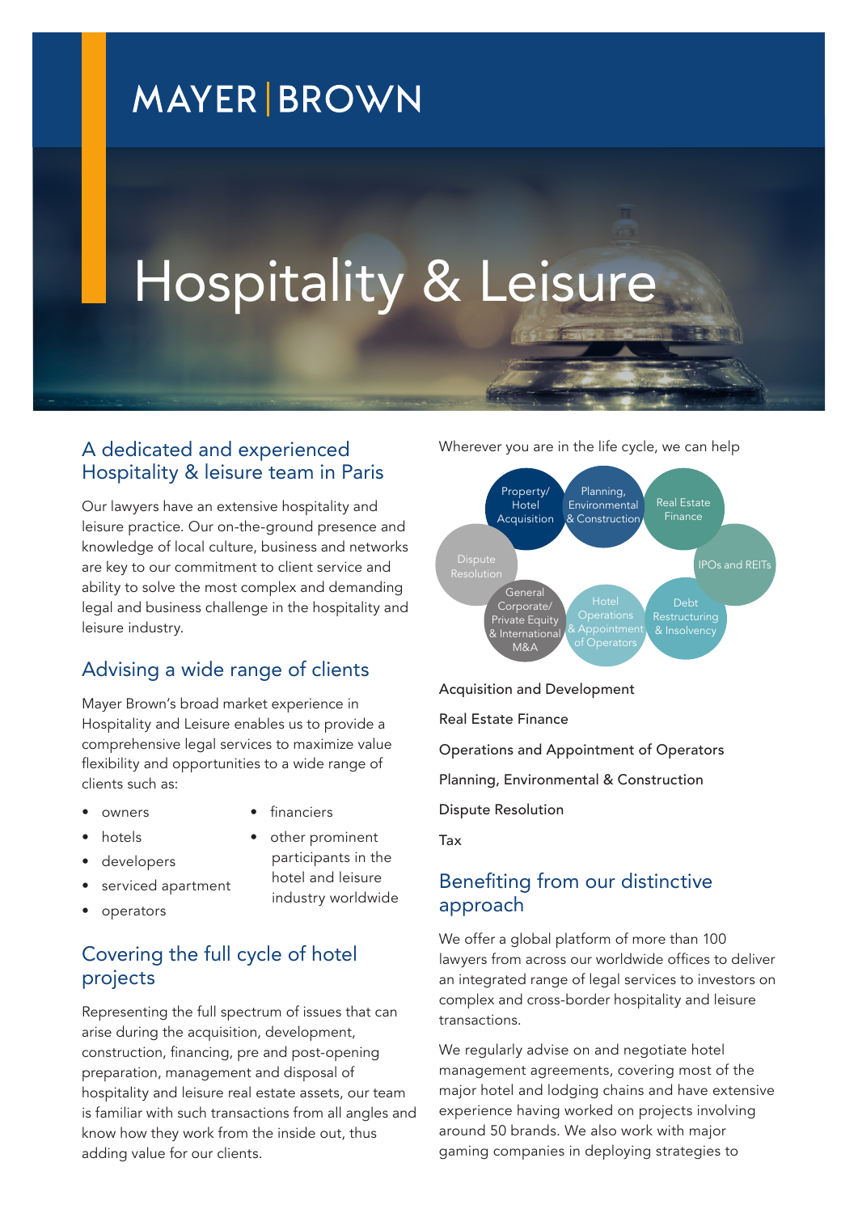MAYER | BROWN

# Hospitality & Leisure

## A dedicated and experienced Hospitality & leisure team in Paris

Our lawyers have an extensive hospitality and leisure practice. Our on-the-ground presence and knowledge of local culture, business and networks are key to our commitment to client service and ability to solve the most complex and demanding legal and business challenge in the hospitality and leisure industry.

## Advising a wide range of clients

Mayer Brown's broad market experience in Hospitality and Leisure enables us to provide a comprehensive legal services to maximize value flexibility and opportunities to a wide range of clients such as:

- owners
- hotels
- developers
- serviced apartment
- operators
- financiers
- other prominent participants in the hotel and leisure industry worldwide

## Covering the full cycle of hotel projects

Representing the full spectrum of issues that can arise during the acquisition, development, construction, financing, pre and post-opening preparation, management and disposal of hospitality and leisure real estate assets, our team is familiar with such transactions from all angles and know how they work from the inside out, thus adding value for our clients.

Wherever you are in the life cycle, we can help

- Property/ Hotel Acquisition
- Planning, Environmental & Construction
- Real Estate Finance
- IPOs and REITs
- Debt Restructuring & Insolvency
- Hotel Operations & Appointment of Operators
- General Corporate/ Private Equity & International M&A
- Dispute Resolution

Acquisition and Development

Real Estate Finance

Operations and Appointment of Operators

Planning, Environmental & Construction

Dispute Resolution

Tax

## Benefiting from our distinctive approach

We offer a global platform of more than 100 lawyers from across our worldwide offices to deliver an integrated range of legal services to investors on complex and cross-border hospitality and leisure transactions.

We regularly advise on and negotiate hotel management agreements, covering most of the major hotel and lodging chains and have extensive experience having worked on projects involving around 50 brands. We also work with major gaming companies in deploying strategies to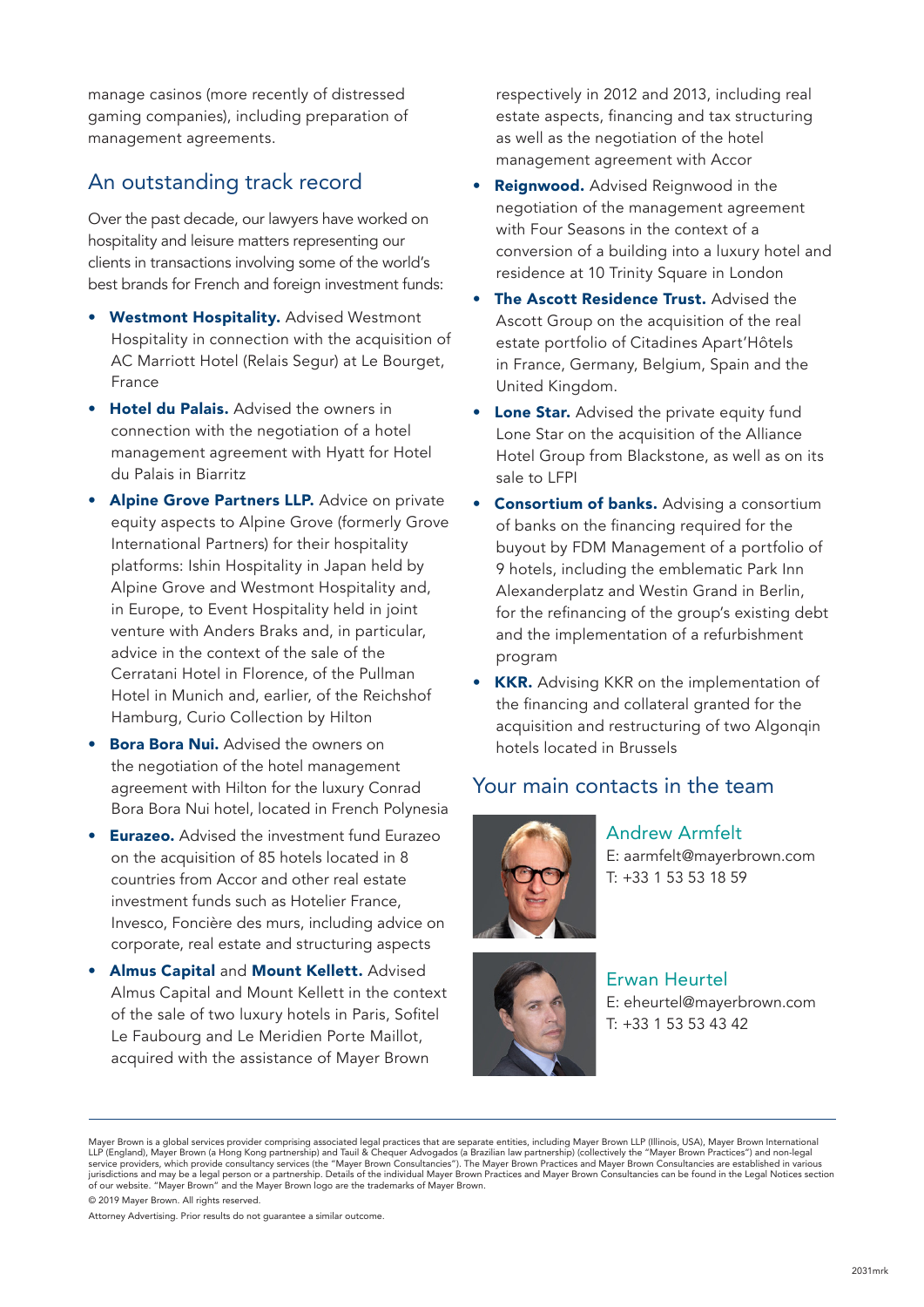manage casinos (more recently of distressed gaming companies), including preparation of management agreements.

## An outstanding track record

Over the past decade, our lawyers have worked on hospitality and leisure matters representing our clients in transactions involving some of the world's best brands for French and foreign investment funds:

- **Westmont Hospitality.** Advised Westmont Hospitality in connection with the acquisition of AC Marriott Hotel (Relais Segur) at Le Bourget, France
- **Hotel du Palais.** Advised the owners in connection with the negotiation of a hotel management agreement with Hyatt for Hotel du Palais in Biarritz
- **Alpine Grove Partners LLP.** Advice on private equity aspects to Alpine Grove (formerly Grove International Partners) for their hospitality platforms: Ishin Hospitality in Japan held by Alpine Grove and Westmont Hospitality and, in Europe, to Event Hospitality held in joint venture with Anders Braks and, in particular, advice in the context of the sale of the Cerratani Hotel in Florence, of the Pullman Hotel in Munich and, earlier, of the Reichshof Hamburg, Curio Collection by Hilton
- **Bora Bora Nui.** Advised the owners on the negotiation of the hotel management agreement with Hilton for the luxury Conrad Bora Bora Nui hotel, located in French Polynesia
- **Eurazeo.** Advised the investment fund Eurazeo on the acquisition of 85 hotels located in 8 countries from Accor and other real estate investment funds such as Hotelier France, Invesco, Foncière des murs, including advice on corporate, real estate and structuring aspects
- **Almus Capital** and **Mount Kellett.** Advised Almus Capital and Mount Kellett in the context of the sale of two luxury hotels in Paris, Sofitel Le Faubourg and Le Meridien Porte Maillot, acquired with the assistance of Mayer Brown respectively in 2012 and 2013, including real estate aspects, financing and tax structuring as well as the negotiation of the hotel management agreement with Accor
- **Reignwood.** Advised Reignwood in the negotiation of the management agreement with Four Seasons in the context of a conversion of a building into a luxury hotel and residence at 10 Trinity Square in London
- **The Ascott Residence Trust.** Advised the Ascott Group on the acquisition of the real estate portfolio of Citadines Apart'Hôtels in France, Germany, Belgium, Spain and the United Kingdom.
- **Lone Star.** Advised the private equity fund Lone Star on the acquisition of the Alliance Hotel Group from Blackstone, as well as on its sale to LFPI
- **Consortium of banks.** Advising a consortium of banks on the financing required for the buyout by FDM Management of a portfolio of 9 hotels, including the emblematic Park Inn Alexanderplatz and Westin Grand in Berlin, for the refinancing of the group's existing debt and the implementation of a refurbishment program
- **KKR.** Advising KKR on the implementation of the financing and collateral granted for the acquisition and restructuring of two Algonqin hotels located in Brussels

## Your main contacts in the team

**Andrew Armfelt**
E: aarmfelt@mayerbrown.com
T: +33 1 53 53 18 59

**Erwan Heurtel**
E: eheurtel@mayerbrown.com
T: +33 1 53 53 43 42

Mayer Brown is a global services provider comprising associated legal practices that are separate entities, including Mayer Brown LLP (Illinois, USA), Mayer Brown International LLP (England), Mayer Brown (a Hong Kong partnership) and Tauil & Chequer Advogados (a Brazilian law partnership) (collectively the "Mayer Brown Practices") and non-legal service providers, which provide consultancy services (the "Mayer Brown Consultancies"). The Mayer Brown Practices and Mayer Brown Consultancies are established in various jurisdictions and may be a legal person or a partnership. Details of the individual Mayer Brown Practices and Mayer Brown Consultancies can be found in the Legal Notices section of our website. "Mayer Brown" and the Mayer Brown logo are the trademarks of Mayer Brown.

© 2019 Mayer Brown. All rights reserved.

Attorney Advertising. Prior results do not guarantee a similar outcome.

2031mrk